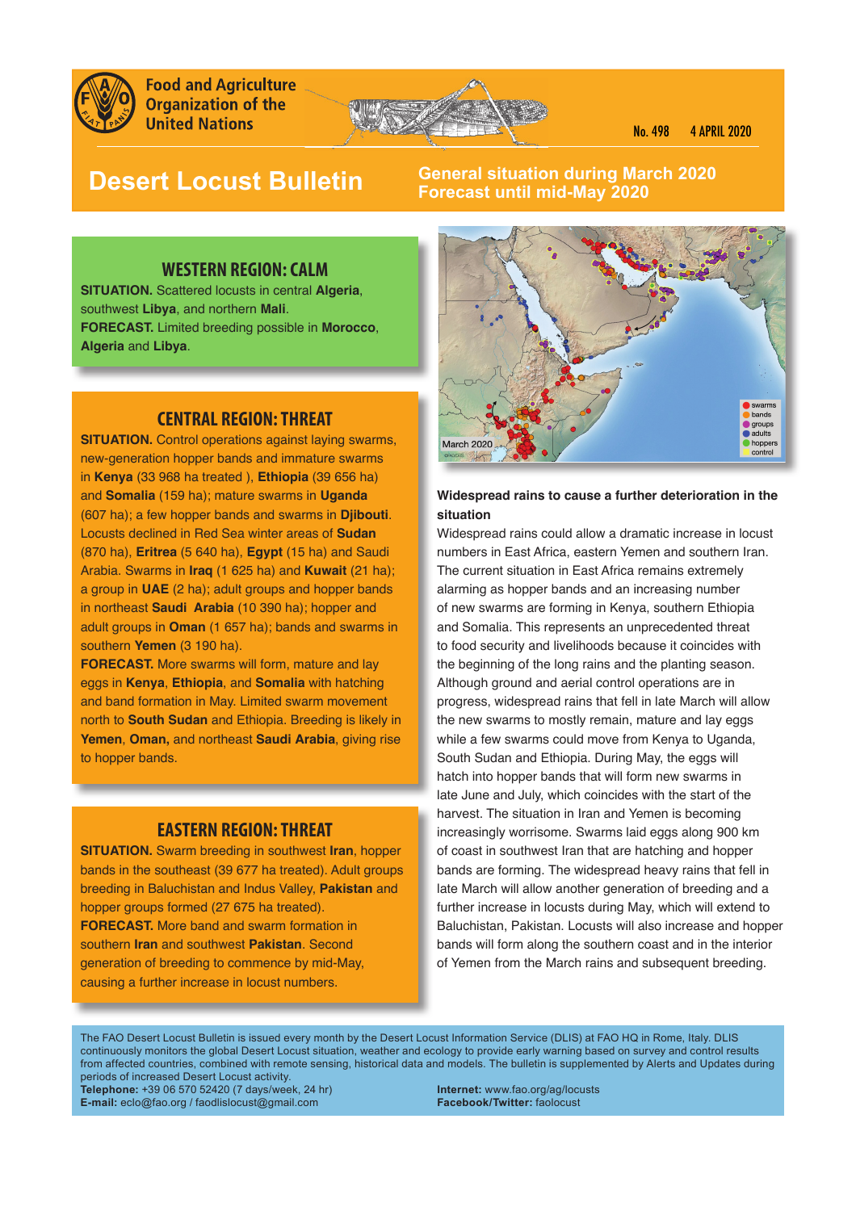Food and Agriculture Organization of the United Nations

No. 498 4 APRIL 2020

# Desert Locust Bulletin

**General situation during March 2020**
**Forecast until mid-May 2020**

## WESTERN REGION: CALM

**SITUATION.** Scattered locusts in central **Algeria**, southwest **Libya**, and northern **Mali**.
**FORECAST.** Limited breeding possible in **Morocco**, **Algeria** and **Libya**.

## CENTRAL REGION: THREAT

**SITUATION.** Control operations against laying swarms, new-generation hopper bands and immature swarms in **Kenya** (33 968 ha treated ), **Ethiopia** (39 656 ha) and **Somalia** (159 ha); mature swarms in **Uganda** (607 ha); a few hopper bands and swarms in **Djibouti**. Locusts declined in Red Sea winter areas of **Sudan** (870 ha), **Eritrea** (5 640 ha), **Egypt** (15 ha) and Saudi Arabia. Swarms in **Iraq** (1 625 ha) and **Kuwait** (21 ha); a group in **UAE** (2 ha); adult groups and hopper bands in northeast **Saudi Arabia** (10 390 ha); hopper and adult groups in **Oman** (1 657 ha); bands and swarms in southern **Yemen** (3 190 ha).
**FORECAST.** More swarms will form, mature and lay eggs in **Kenya**, **Ethiopia**, and **Somalia** with hatching and band formation in May. Limited swarm movement north to **South Sudan** and Ethiopia. Breeding is likely in **Yemen**, **Oman,** and northeast **Saudi Arabia**, giving rise to hopper bands.

## EASTERN REGION: THREAT

**SITUATION.** Swarm breeding in southwest **Iran**, hopper bands in the southeast (39 677 ha treated). Adult groups breeding in Baluchistan and Indus Valley, **Pakistan** and hopper groups formed (27 675 ha treated).
**FORECAST.** More band and swarm formation in southern **Iran** and southwest **Pakistan**. Second generation of breeding to commence by mid-May, causing a further increase in locust numbers.

March 2020

swarms, bands, groups, adults, hoppers, control

### Widespread rains to cause a further deterioration in the situation

Widespread rains could allow a dramatic increase in locust numbers in East Africa, eastern Yemen and southern Iran. The current situation in East Africa remains extremely alarming as hopper bands and an increasing number of new swarms are forming in Kenya, southern Ethiopia and Somalia. This represents an unprecedented threat to food security and livelihoods because it coincides with the beginning of the long rains and the planting season. Although ground and aerial control operations are in progress, widespread rains that fell in late March will allow the new swarms to mostly remain, mature and lay eggs while a few swarms could move from Kenya to Uganda, South Sudan and Ethiopia. During May, the eggs will hatch into hopper bands that will form new swarms in late June and July, which coincides with the start of the harvest. The situation in Iran and Yemen is becoming increasingly worrisome. Swarms laid eggs along 900 km of coast in southwest Iran that are hatching and hopper bands are forming. The widespread heavy rains that fell in late March will allow another generation of breeding and a further increase in locusts during May, which will extend to Baluchistan, Pakistan. Locusts will also increase and hopper bands will form along the southern coast and in the interior of Yemen from the March rains and subsequent breeding.

The FAO Desert Locust Bulletin is issued every month by the Desert Locust Information Service (DLIS) at FAO HQ in Rome, Italy. DLIS continuously monitors the global Desert Locust situation, weather and ecology to provide early warning based on survey and control results from affected countries, combined with remote sensing, historical data and models. The bulletin is supplemented by Alerts and Updates during periods of increased Desert Locust activity.
**Telephone:** +39 06 570 52420 (7 days/week, 24 hr)
**E-mail:** eclo@fao.org / faodlislocust@gmail.com
**Internet:** www.fao.org/ag/locusts
**Facebook/Twitter:** faolocust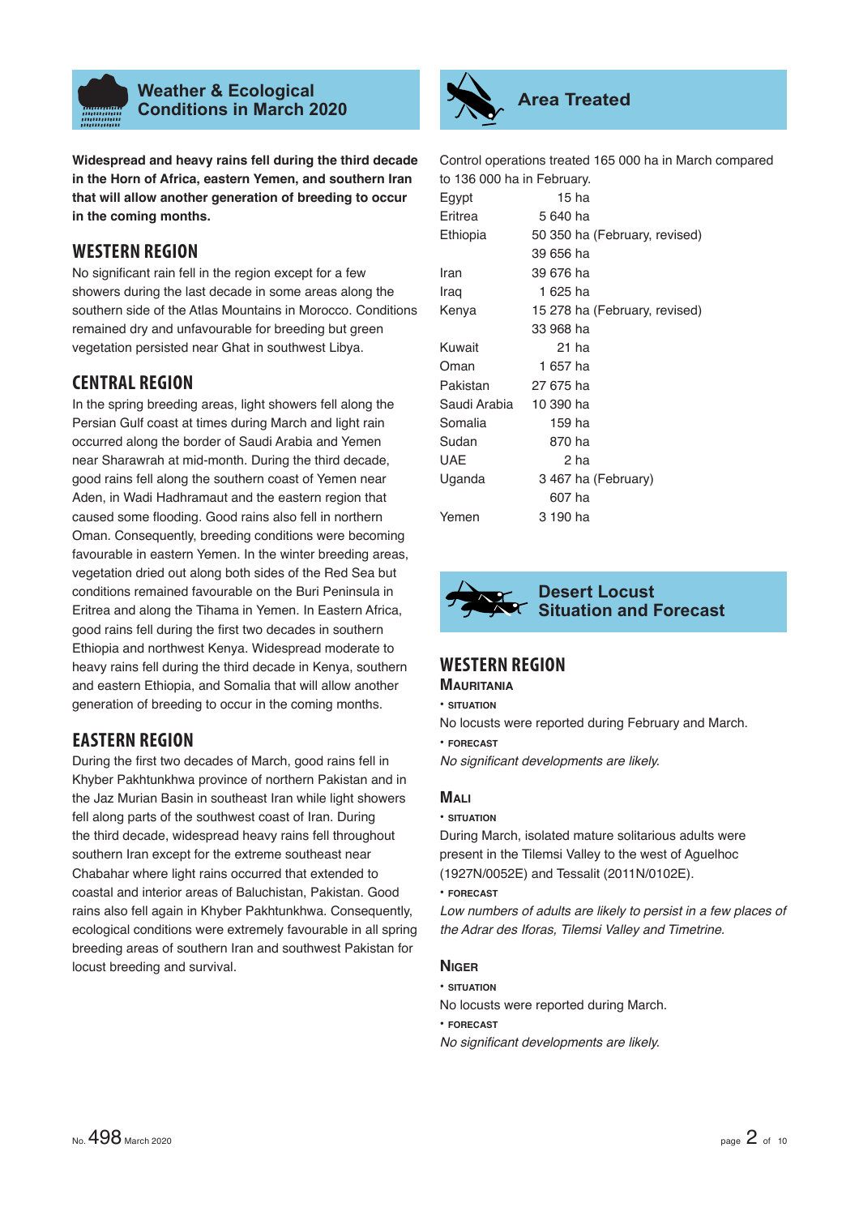## Weather & Ecological Conditions in March 2020

**Widespread and heavy rains fell during the third decade in the Horn of Africa, eastern Yemen, and southern Iran that will allow another generation of breeding to occur in the coming months.**

### WESTERN REGION

No significant rain fell in the region except for a few showers during the last decade in some areas along the southern side of the Atlas Mountains in Morocco. Conditions remained dry and unfavourable for breeding but green vegetation persisted near Ghat in southwest Libya.

### CENTRAL REGION

In the spring breeding areas, light showers fell along the Persian Gulf coast at times during March and light rain occurred along the border of Saudi Arabia and Yemen near Sharawrah at mid-month. During the third decade, good rains fell along the southern coast of Yemen near Aden, in Wadi Hadhramaut and the eastern region that caused some flooding. Good rains also fell in northern Oman. Consequently, breeding conditions were becoming favourable in eastern Yemen. In the winter breeding areas, vegetation dried out along both sides of the Red Sea but conditions remained favourable on the Buri Peninsula in Eritrea and along the Tihama in Yemen. In Eastern Africa, good rains fell during the first two decades in southern Ethiopia and northwest Kenya. Widespread moderate to heavy rains fell during the third decade in Kenya, southern and eastern Ethiopia, and Somalia that will allow another generation of breeding to occur in the coming months.

### EASTERN REGION

During the first two decades of March, good rains fell in Khyber Pakhtunkhwa province of northern Pakistan and in the Jaz Murian Basin in southeast Iran while light showers fell along parts of the southwest coast of Iran. During the third decade, widespread heavy rains fell throughout southern Iran except for the extreme southeast near Chabahar where light rains occurred that extended to coastal and interior areas of Baluchistan, Pakistan. Good rains also fell again in Khyber Pakhtunkhwa. Consequently, ecological conditions were extremely favourable in all spring breeding areas of southern Iran and southwest Pakistan for locust breeding and survival.

## Area Treated

Control operations treated 165 000 ha in March compared to 136 000 ha in February.

| | |
|---|---|
| Egypt | 15 ha |
| Eritrea | 5 640 ha |
| Ethiopia | 50 350 ha (February, revised) |
| | 39 656 ha |
| Iran | 39 676 ha |
| Iraq | 1 625 ha |
| Kenya | 15 278 ha (February, revised) |
| | 33 968 ha |
| Kuwait | 21 ha |
| Oman | 1 657 ha |
| Pakistan | 27 675 ha |
| Saudi Arabia | 10 390 ha |
| Somalia | 159 ha |
| Sudan | 870 ha |
| UAE | 2 ha |
| Uganda | 3 467 ha (February) |
| | 607 ha |
| Yemen | 3 190 ha |

## Desert Locust Situation and Forecast

### WESTERN REGION

#### Mauritania

• SITUATION

No locusts were reported during February and March.

• FORECAST

*No significant developments are likely.*

#### Mali

• SITUATION

During March, isolated mature solitarious adults were present in the Tilemsi Valley to the west of Aguelhoc (1927N/0052E) and Tessalit (2011N/0102E).

• FORECAST

*Low numbers of adults are likely to persist in a few places of the Adrar des Iforas, Tilemsi Valley and Timetrine.*

#### Niger

• SITUATION

No locusts were reported during March.

• FORECAST

*No significant developments are likely.*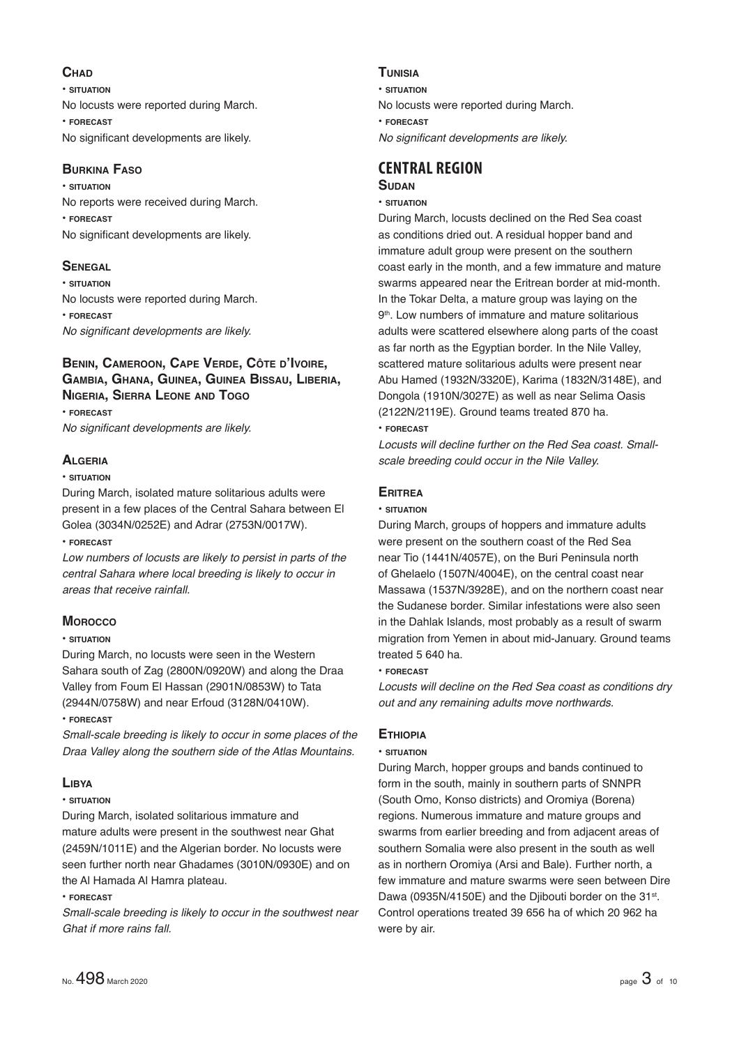### Chad

• **situation**

No locusts were reported during March.

• **forecast**

No significant developments are likely.

### Burkina Faso

• **situation**

No reports were received during March.

• **forecast**

No significant developments are likely.

### Senegal

• **situation**

No locusts were reported during March.

• **forecast**

*No significant developments are likely.*

### Benin, Cameroon, Cape Verde, Côte d'Ivoire, Gambia, Ghana, Guinea, Guinea Bissau, Liberia, Nigeria, Sierra Leone and Togo

• **forecast**

*No significant developments are likely.*

### Algeria

• **situation**

During March, isolated mature solitarious adults were present in a few places of the Central Sahara between El Golea (3034N/0252E) and Adrar (2753N/0017W).

• **forecast**

*Low numbers of locusts are likely to persist in parts of the central Sahara where local breeding is likely to occur in areas that receive rainfall.*

### Morocco

• **situation**

During March, no locusts were seen in the Western Sahara south of Zag (2800N/0920W) and along the Draa Valley from Foum El Hassan (2901N/0853W) to Tata (2944N/0758W) and near Erfoud (3128N/0410W).

• **forecast**

*Small-scale breeding is likely to occur in some places of the Draa Valley along the southern side of the Atlas Mountains.*

### Libya

• **situation**

During March, isolated solitarious immature and mature adults were present in the southwest near Ghat (2459N/1011E) and the Algerian border. No locusts were seen further north near Ghadames (3010N/0930E) and on the Al Hamada Al Hamra plateau.

• **forecast**

*Small-scale breeding is likely to occur in the southwest near Ghat if more rains fall.*

### Tunisia

• **situation**

No locusts were reported during March.

• **forecast**

*No significant developments are likely.*

## CENTRAL REGION

### Sudan

• **situation**

During March, locusts declined on the Red Sea coast as conditions dried out. A residual hopper band and immature adult group were present on the southern coast early in the month, and a few immature and mature swarms appeared near the Eritrean border at mid-month. In the Tokar Delta, a mature group was laying on the 9th. Low numbers of immature and mature solitarious adults were scattered elsewhere along parts of the coast as far north as the Egyptian border. In the Nile Valley, scattered mature solitarious adults were present near Abu Hamed (1932N/3320E), Karima (1832N/3148E), and Dongola (1910N/3027E) as well as near Selima Oasis (2122N/2119E). Ground teams treated 870 ha.

• **forecast**

*Locusts will decline further on the Red Sea coast. Small-scale breeding could occur in the Nile Valley.*

### Eritrea

• **situation**

During March, groups of hoppers and immature adults were present on the southern coast of the Red Sea near Tio (1441N/4057E), on the Buri Peninsula north of Ghelaelo (1507N/4004E), on the central coast near Massawa (1537N/3928E), and on the northern coast near the Sudanese border. Similar infestations were also seen in the Dahlak Islands, most probably as a result of swarm migration from Yemen in about mid-January. Ground teams treated 5 640 ha.

• **forecast**

*Locusts will decline on the Red Sea coast as conditions dry out and any remaining adults move northwards.*

### Ethiopia

• **situation**

During March, hopper groups and bands continued to form in the south, mainly in southern parts of SNNPR (South Omo, Konso districts) and Oromiya (Borena) regions. Numerous immature and mature groups and swarms from earlier breeding and from adjacent areas of southern Somalia were also present in the south as well as in northern Oromiya (Arsi and Bale). Further north, a few immature and mature swarms were seen between Dire Dawa (0935N/4150E) and the Djibouti border on the 31st. Control operations treated 39 656 ha of which 20 962 ha were by air.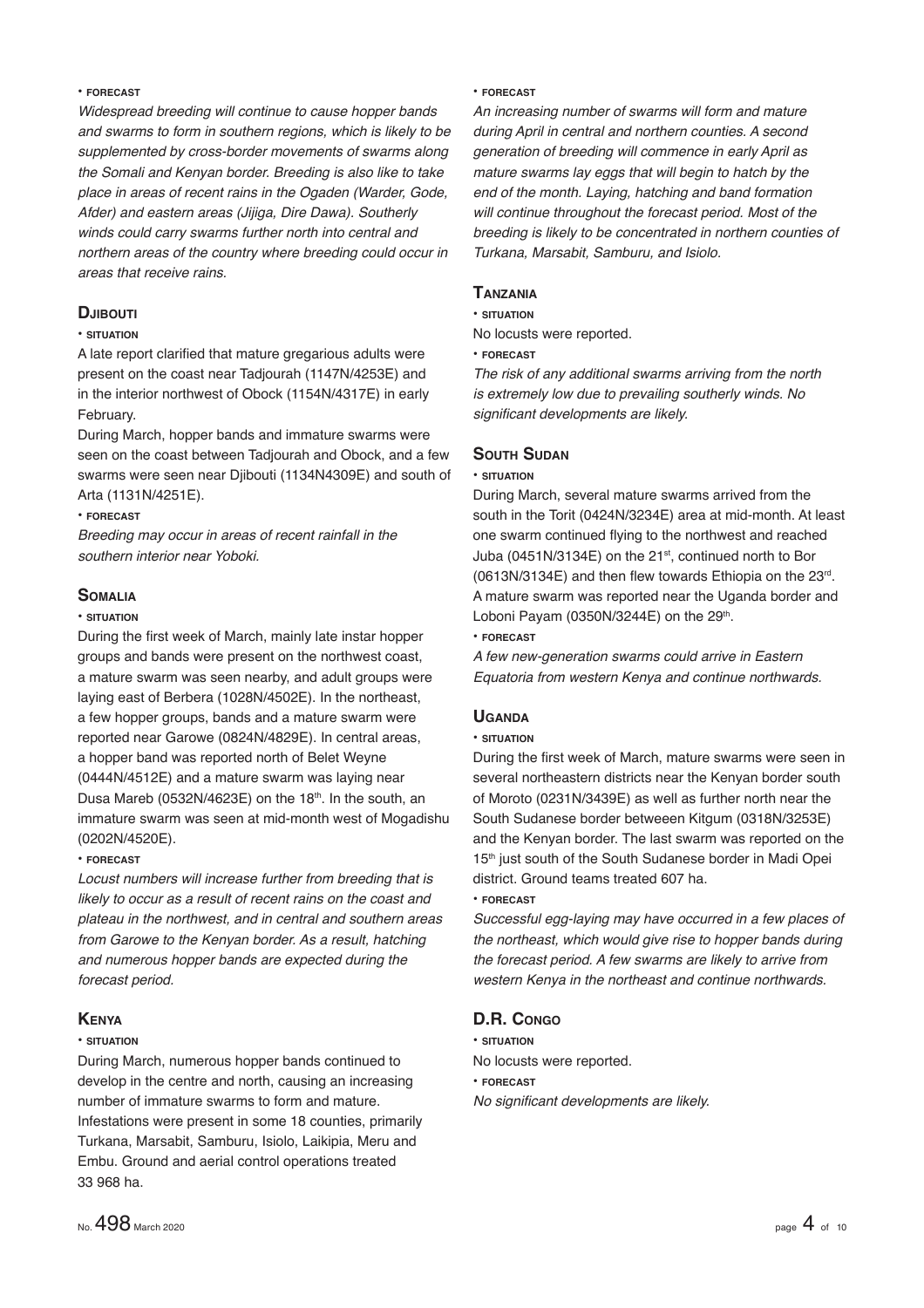• **forecast**

*Widespread breeding will continue to cause hopper bands and swarms to form in southern regions, which is likely to be supplemented by cross-border movements of swarms along the Somali and Kenyan border. Breeding is also like to take place in areas of recent rains in the Ogaden (Warder, Gode, Afder) and eastern areas (Jijiga, Dire Dawa). Southerly winds could carry swarms further north into central and northern areas of the country where breeding could occur in areas that receive rains.*

### Djibouti

• **situation**

A late report clarified that mature gregarious adults were present on the coast near Tadjourah (1147N/4253E) and in the interior northwest of Obock (1154N/4317E) in early February.

During March, hopper bands and immature swarms were seen on the coast between Tadjourah and Obock, and a few swarms were seen near Djibouti (1134N4309E) and south of Arta (1131N/4251E).

• **forecast**

*Breeding may occur in areas of recent rainfall in the southern interior near Yoboki.*

### Somalia

• **situation**

During the first week of March, mainly late instar hopper groups and bands were present on the northwest coast, a mature swarm was seen nearby, and adult groups were laying east of Berbera (1028N/4502E). In the northeast, a few hopper groups, bands and a mature swarm were reported near Garowe (0824N/4829E). In central areas, a hopper band was reported north of Belet Weyne (0444N/4512E) and a mature swarm was laying near Dusa Mareb (0532N/4623E) on the 18th. In the south, an immature swarm was seen at mid-month west of Mogadishu (0202N/4520E).

• **forecast**

*Locust numbers will increase further from breeding that is likely to occur as a result of recent rains on the coast and plateau in the northwest, and in central and southern areas from Garowe to the Kenyan border. As a result, hatching and numerous hopper bands are expected during the forecast period.*

### Kenya

• **situation**

During March, numerous hopper bands continued to develop in the centre and north, causing an increasing number of immature swarms to form and mature. Infestations were present in some 18 counties, primarily Turkana, Marsabit, Samburu, Isiolo, Laikipia, Meru and Embu. Ground and aerial control operations treated 33 968 ha.

• **forecast**

*An increasing number of swarms will form and mature during April in central and northern counties. A second generation of breeding will commence in early April as mature swarms lay eggs that will begin to hatch by the end of the month. Laying, hatching and band formation will continue throughout the forecast period. Most of the breeding is likely to be concentrated in northern counties of Turkana, Marsabit, Samburu, and Isiolo.*

### Tanzania

• **situation**

No locusts were reported.

• **forecast**

*The risk of any additional swarms arriving from the north is extremely low due to prevailing southerly winds. No significant developments are likely.*

### South Sudan

• **situation**

During March, several mature swarms arrived from the south in the Torit (0424N/3234E) area at mid-month. At least one swarm continued flying to the northwest and reached Juba (0451N/3134E) on the 21st, continued north to Bor (0613N/3134E) and then flew towards Ethiopia on the 23rd. A mature swarm was reported near the Uganda border and Loboni Payam (0350N/3244E) on the 29th.

• **forecast**

*A few new-generation swarms could arrive in Eastern Equatoria from western Kenya and continue northwards.*

### Uganda

• **situation**

During the first week of March, mature swarms were seen in several northeastern districts near the Kenyan border south of Moroto (0231N/3439E) as well as further north near the South Sudanese border betweeen Kitgum (0318N/3253E) and the Kenyan border. The last swarm was reported on the 15th just south of the South Sudanese border in Madi Opei district. Ground teams treated 607 ha.

• **forecast**

*Successful egg-laying may have occurred in a few places of the northeast, which would give rise to hopper bands during the forecast period. A few swarms are likely to arrive from western Kenya in the northeast and continue northwards.*

### D.R. Congo

• **situation**

No locusts were reported.

• **forecast**

*No significant developments are likely.*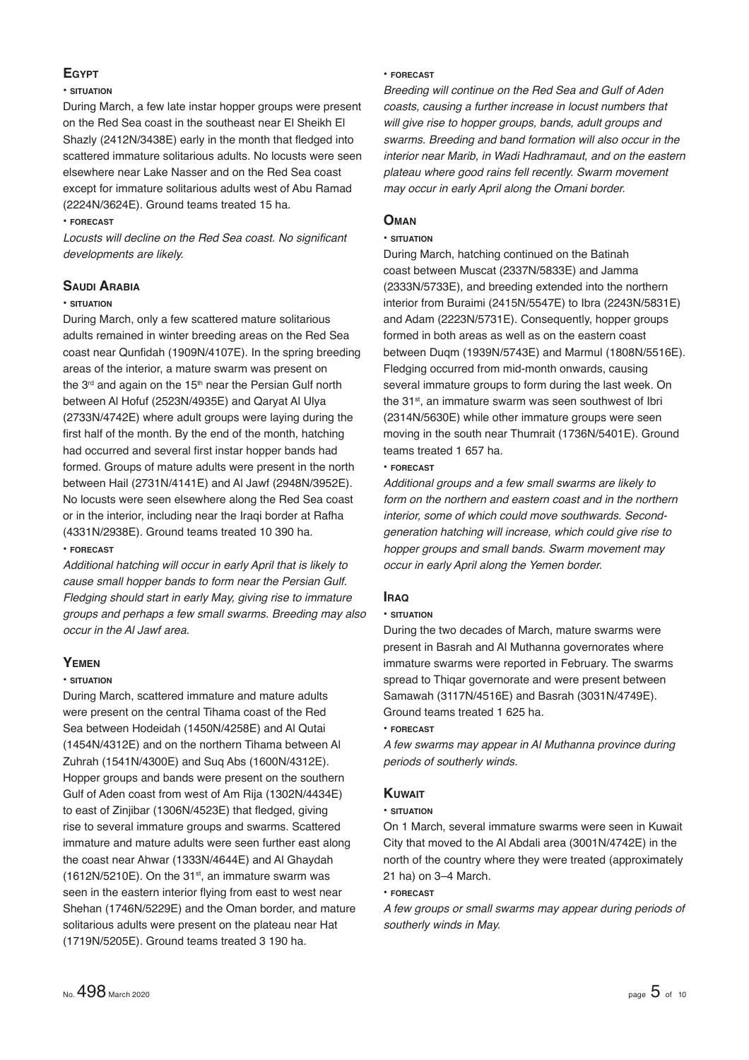## Egypt

• **situation**

During March, a few late instar hopper groups were present on the Red Sea coast in the southeast near El Sheikh El Shazly (2412N/3438E) early in the month that fledged into scattered immature solitarious adults. No locusts were seen elsewhere near Lake Nasser and on the Red Sea coast except for immature solitarious adults west of Abu Ramad (2224N/3624E). Ground teams treated 15 ha.

• **forecast**

*Locusts will decline on the Red Sea coast. No significant developments are likely.*

## Saudi Arabia

• **situation**

During March, only a few scattered mature solitarious adults remained in winter breeding areas on the Red Sea coast near Qunfidah (1909N/4107E). In the spring breeding areas of the interior, a mature swarm was present on the 3rd and again on the 15th near the Persian Gulf north between Al Hofuf (2523N/4935E) and Qaryat Al Ulya (2733N/4742E) where adult groups were laying during the first half of the month. By the end of the month, hatching had occurred and several first instar hopper bands had formed. Groups of mature adults were present in the north between Hail (2731N/4141E) and Al Jawf (2948N/3952E). No locusts were seen elsewhere along the Red Sea coast or in the interior, including near the Iraqi border at Rafha (4331N/2938E). Ground teams treated 10 390 ha.

• **forecast**

*Additional hatching will occur in early April that is likely to cause small hopper bands to form near the Persian Gulf. Fledging should start in early May, giving rise to immature groups and perhaps a few small swarms. Breeding may also occur in the Al Jawf area.*

## Yemen

• **situation**

During March, scattered immature and mature adults were present on the central Tihama coast of the Red Sea between Hodeidah (1450N/4258E) and Al Qutai (1454N/4312E) and on the northern Tihama between Al Zuhrah (1541N/4300E) and Suq Abs (1600N/4312E). Hopper groups and bands were present on the southern Gulf of Aden coast from west of Am Rija (1302N/4434E) to east of Zinjibar (1306N/4523E) that fledged, giving rise to several immature groups and swarms. Scattered immature and mature adults were seen further east along the coast near Ahwar (1333N/4644E) and Al Ghaydah (1612N/5210E). On the 31st, an immature swarm was seen in the eastern interior flying from east to west near Shehan (1746N/5229E) and the Oman border, and mature solitarious adults were present on the plateau near Hat (1719N/5205E). Ground teams treated 3 190 ha.

• **forecast**

*Breeding will continue on the Red Sea and Gulf of Aden coasts, causing a further increase in locust numbers that will give rise to hopper groups, bands, adult groups and swarms. Breeding and band formation will also occur in the interior near Marib, in Wadi Hadhramaut, and on the eastern plateau where good rains fell recently. Swarm movement may occur in early April along the Omani border.*

## Oman

• **situation**

During March, hatching continued on the Batinah coast between Muscat (2337N/5833E) and Jamma (2333N/5733E), and breeding extended into the northern interior from Buraimi (2415N/5547E) to Ibra (2243N/5831E) and Adam (2223N/5731E). Consequently, hopper groups formed in both areas as well as on the eastern coast between Duqm (1939N/5743E) and Marmul (1808N/5516E). Fledging occurred from mid-month onwards, causing several immature groups to form during the last week. On the 31st, an immature swarm was seen southwest of Ibri (2314N/5630E) while other immature groups were seen moving in the south near Thumrait (1736N/5401E). Ground teams treated 1 657 ha.

• **forecast**

*Additional groups and a few small swarms are likely to form on the northern and eastern coast and in the northern interior, some of which could move southwards. Second-generation hatching will increase, which could give rise to hopper groups and small bands. Swarm movement may occur in early April along the Yemen border.*

## Iraq

• **situation**

During the two decades of March, mature swarms were present in Basrah and Al Muthanna governorates where immature swarms were reported in February. The swarms spread to Thiqar governorate and were present between Samawah (3117N/4516E) and Basrah (3031N/4749E). Ground teams treated 1 625 ha.

• **forecast**

*A few swarms may appear in Al Muthanna province during periods of southerly winds.*

## Kuwait

• **situation**

On 1 March, several immature swarms were seen in Kuwait City that moved to the Al Abdali area (3001N/4742E) in the north of the country where they were treated (approximately 21 ha) on 3–4 March.

• **forecast**

*A few groups or small swarms may appear during periods of southerly winds in May.*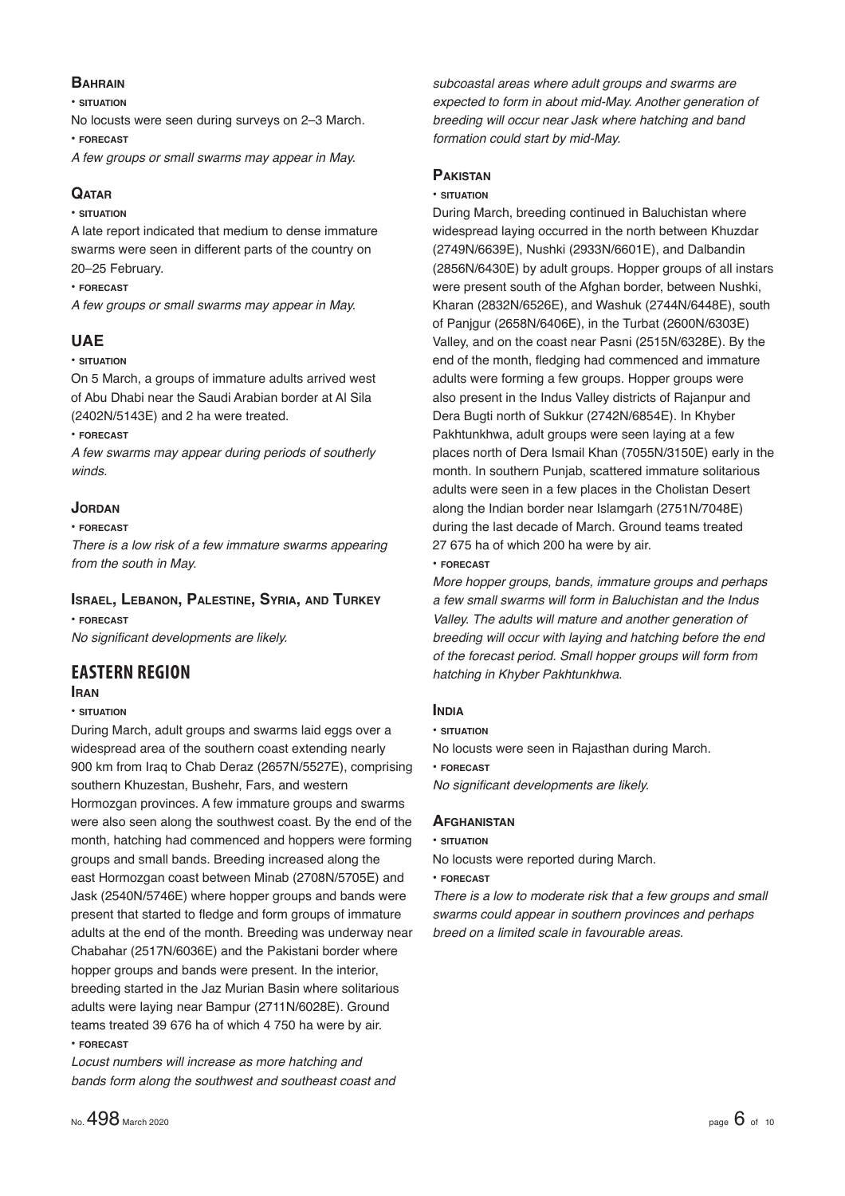### Bahrain

• SITUATION

No locusts were seen during surveys on 2–3 March.

• FORECAST

*A few groups or small swarms may appear in May.*

### Qatar

• SITUATION

A late report indicated that medium to dense immature swarms were seen in different parts of the country on 20–25 February.

• FORECAST

*A few groups or small swarms may appear in May.*

### UAE

• SITUATION

On 5 March, a groups of immature adults arrived west of Abu Dhabi near the Saudi Arabian border at Al Sila (2402N/5143E) and 2 ha were treated.

• FORECAST

*A few swarms may appear during periods of southerly winds.*

### Jordan

• FORECAST

*There is a low risk of a few immature swarms appearing from the south in May.*

### Israel, Lebanon, Palestine, Syria, and Turkey

• FORECAST

*No significant developments are likely.*

## EASTERN REGION

### Iran

• SITUATION

During March, adult groups and swarms laid eggs over a widespread area of the southern coast extending nearly 900 km from Iraq to Chab Deraz (2657N/5527E), comprising southern Khuzestan, Bushehr, Fars, and western Hormozgan provinces. A few immature groups and swarms were also seen along the southwest coast. By the end of the month, hatching had commenced and hoppers were forming groups and small bands. Breeding increased along the east Hormozgan coast between Minab (2708N/5705E) and Jask (2540N/5746E) where hopper groups and bands were present that started to fledge and form groups of immature adults at the end of the month. Breeding was underway near Chabahar (2517N/6036E) and the Pakistani border where hopper groups and bands were present. In the interior, breeding started in the Jaz Murian Basin where solitarious adults were laying near Bampur (2711N/6028E). Ground teams treated 39 676 ha of which 4 750 ha were by air.

• FORECAST

*Locust numbers will increase as more hatching and bands form along the southwest and southeast coast and subcoastal areas where adult groups and swarms are expected to form in about mid-May. Another generation of breeding will occur near Jask where hatching and band formation could start by mid-May.*

### Pakistan

• SITUATION

During March, breeding continued in Baluchistan where widespread laying occurred in the north between Khuzdar (2749N/6639E), Nushki (2933N/6601E), and Dalbandin (2856N/6430E) by adult groups. Hopper groups of all instars were present south of the Afghan border, between Nushki, Kharan (2832N/6526E), and Washuk (2744N/6448E), south of Panjgur (2658N/6406E), in the Turbat (2600N/6303E) Valley, and on the coast near Pasni (2515N/6328E). By the end of the month, fledging had commenced and immature adults were forming a few groups. Hopper groups were also present in the Indus Valley districts of Rajanpur and Dera Bugti north of Sukkur (2742N/6854E). In Khyber Pakhtunkhwa, adult groups were seen laying at a few places north of Dera Ismail Khan (7055N/3150E) early in the month. In southern Punjab, scattered immature solitarious adults were seen in a few places in the Cholistan Desert along the Indian border near Islamgarh (2751N/7048E) during the last decade of March. Ground teams treated 27 675 ha of which 200 ha were by air.

• FORECAST

*More hopper groups, bands, immature groups and perhaps a few small swarms will form in Baluchistan and the Indus Valley. The adults will mature and another generation of breeding will occur with laying and hatching before the end of the forecast period. Small hopper groups will form from hatching in Khyber Pakhtunkhwa.*

### India

• SITUATION

No locusts were seen in Rajasthan during March.

• FORECAST

*No significant developments are likely.*

### Afghanistan

• SITUATION

No locusts were reported during March.

• FORECAST

*There is a low to moderate risk that a few groups and small swarms could appear in southern provinces and perhaps breed on a limited scale in favourable areas.*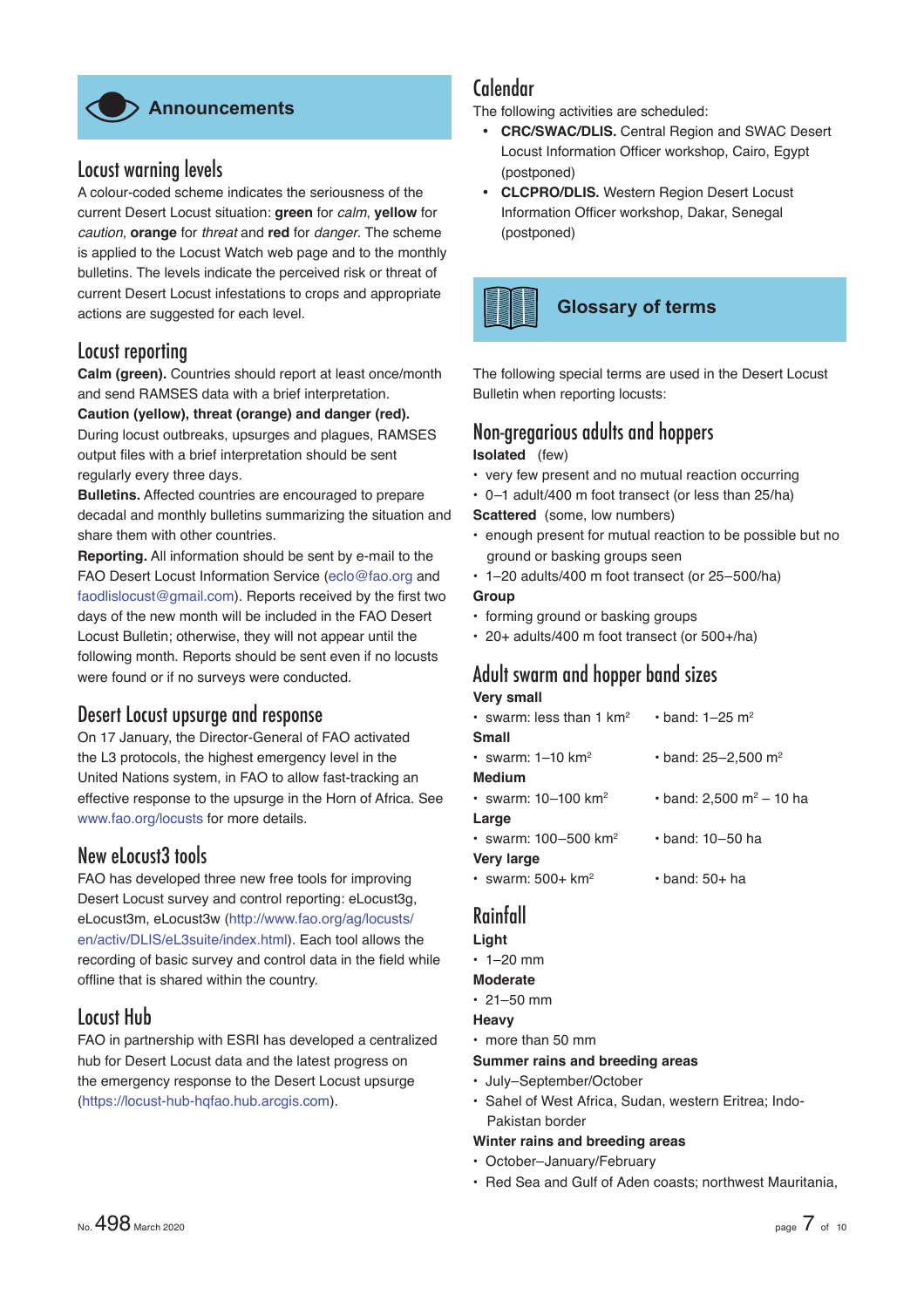## Announcements

### Locust warning levels

A colour-coded scheme indicates the seriousness of the current Desert Locust situation: **green** for *calm*, **yellow** for *caution*, **orange** for *threat* and **red** for *danger*. The scheme is applied to the Locust Watch web page and to the monthly bulletins. The levels indicate the perceived risk or threat of current Desert Locust infestations to crops and appropriate actions are suggested for each level.

### Locust reporting

**Calm (green).** Countries should report at least once/month and send RAMSES data with a brief interpretation.

**Caution (yellow), threat (orange) and danger (red).** During locust outbreaks, upsurges and plagues, RAMSES output files with a brief interpretation should be sent regularly every three days.

**Bulletins.** Affected countries are encouraged to prepare decadal and monthly bulletins summarizing the situation and share them with other countries.

**Reporting.** All information should be sent by e-mail to the FAO Desert Locust Information Service (eclo@fao.org and faodlislocust@gmail.com). Reports received by the first two days of the new month will be included in the FAO Desert Locust Bulletin; otherwise, they will not appear until the following month. Reports should be sent even if no locusts were found or if no surveys were conducted.

### Desert Locust upsurge and response

On 17 January, the Director-General of FAO activated the L3 protocols, the highest emergency level in the United Nations system, in FAO to allow fast-tracking an effective response to the upsurge in the Horn of Africa. See www.fao.org/locusts for more details.

### New eLocust3 tools

FAO has developed three new free tools for improving Desert Locust survey and control reporting: eLocust3g, eLocust3m, eLocust3w (http://www.fao.org/ag/locusts/en/activ/DLIS/eL3suite/index.html). Each tool allows the recording of basic survey and control data in the field while offline that is shared within the country.

### Locust Hub

FAO in partnership with ESRI has developed a centralized hub for Desert Locust data and the latest progress on the emergency response to the Desert Locust upsurge (https://locust-hub-hqfao.hub.arcgis.com).

### Calendar

The following activities are scheduled:

- **CRC/SWAC/DLIS.** Central Region and SWAC Desert Locust Information Officer workshop, Cairo, Egypt (postponed)
- **CLCPRO/DLIS.** Western Region Desert Locust Information Officer workshop, Dakar, Senegal (postponed)

## Glossary of terms

The following special terms are used in the Desert Locust Bulletin when reporting locusts:

### Non-gregarious adults and hoppers

**Isolated** (few)

- very few present and no mutual reaction occurring
- 0–1 adult/400 m foot transect (or less than 25/ha)

**Scattered** (some, low numbers)

- enough present for mutual reaction to be possible but no ground or basking groups seen
- 1–20 adults/400 m foot transect (or 25–500/ha)

**Group**

- forming ground or basking groups
- 20+ adults/400 m foot transect (or 500+/ha)

### Adult swarm and hopper band sizes

**Very small**

- swarm: less than 1 km$^2$
- band: 1–25 m$^2$

**Small**

- swarm: 1–10 km$^2$
- band: 25–2,500 m$^2$

**Medium**

- swarm: 10–100 km$^2$
- band: 2,500 m$^2$ – 10 ha

**Large**

- swarm: 100–500 km$^2$
- band: 10–50 ha

**Very large**

- swarm: 500+ km$^2$
- band: 50+ ha

### Rainfall

**Light**

- 1–20 mm

**Moderate**

- 21–50 mm

**Heavy**

- more than 50 mm

**Summer rains and breeding areas**

- July–September/October
- Sahel of West Africa, Sudan, western Eritrea; Indo-Pakistan border

**Winter rains and breeding areas**

- October–January/February
- Red Sea and Gulf of Aden coasts; northwest Mauritania,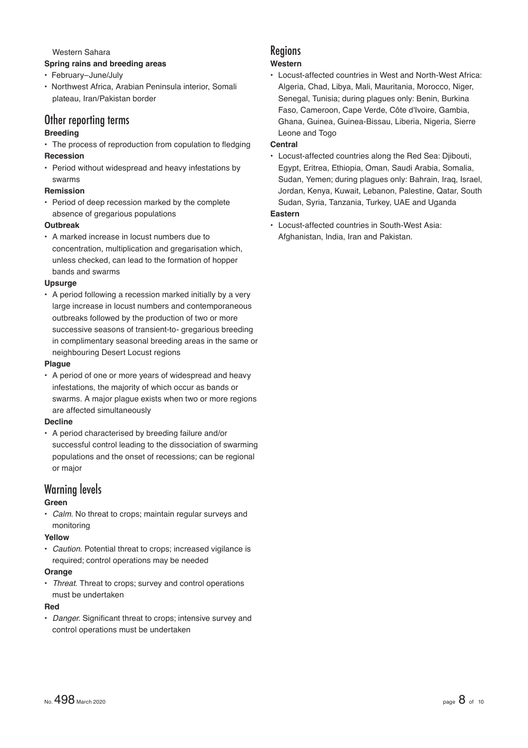Western Sahara

**Spring rains and breeding areas**

- February–June/July
- Northwest Africa, Arabian Peninsula interior, Somali plateau, Iran/Pakistan border

## Other reporting terms

**Breeding**

- The process of reproduction from copulation to fledging

**Recession**

- Period without widespread and heavy infestations by swarms

**Remission**

- Period of deep recession marked by the complete absence of gregarious populations

**Outbreak**

- A marked increase in locust numbers due to concentration, multiplication and gregarisation which, unless checked, can lead to the formation of hopper bands and swarms

**Upsurge**

- A period following a recession marked initially by a very large increase in locust numbers and contemporaneous outbreaks followed by the production of two or more successive seasons of transient-to- gregarious breeding in complimentary seasonal breeding areas in the same or neighbouring Desert Locust regions

**Plague**

- A period of one or more years of widespread and heavy infestations, the majority of which occur as bands or swarms. A major plague exists when two or more regions are affected simultaneously

**Decline**

- A period characterised by breeding failure and/or successful control leading to the dissociation of swarming populations and the onset of recessions; can be regional or major

## Warning levels

**Green**

- *Calm*. No threat to crops; maintain regular surveys and monitoring

**Yellow**

- *Caution*. Potential threat to crops; increased vigilance is required; control operations may be needed

**Orange**

- *Threat*. Threat to crops; survey and control operations must be undertaken

**Red**

- *Danger*. Significant threat to crops; intensive survey and control operations must be undertaken

## Regions

**Western**

- Locust-affected countries in West and North-West Africa: Algeria, Chad, Libya, Mali, Mauritania, Morocco, Niger, Senegal, Tunisia; during plagues only: Benin, Burkina Faso, Cameroon, Cape Verde, Côte d'Ivoire, Gambia, Ghana, Guinea, Guinea-Bissau, Liberia, Nigeria, Sierre Leone and Togo

**Central**

- Locust-affected countries along the Red Sea: Djibouti, Egypt, Eritrea, Ethiopia, Oman, Saudi Arabia, Somalia, Sudan, Yemen; during plagues only: Bahrain, Iraq, Israel, Jordan, Kenya, Kuwait, Lebanon, Palestine, Qatar, South Sudan, Syria, Tanzania, Turkey, UAE and Uganda

**Eastern**

- Locust-affected countries in South-West Asia: Afghanistan, India, Iran and Pakistan.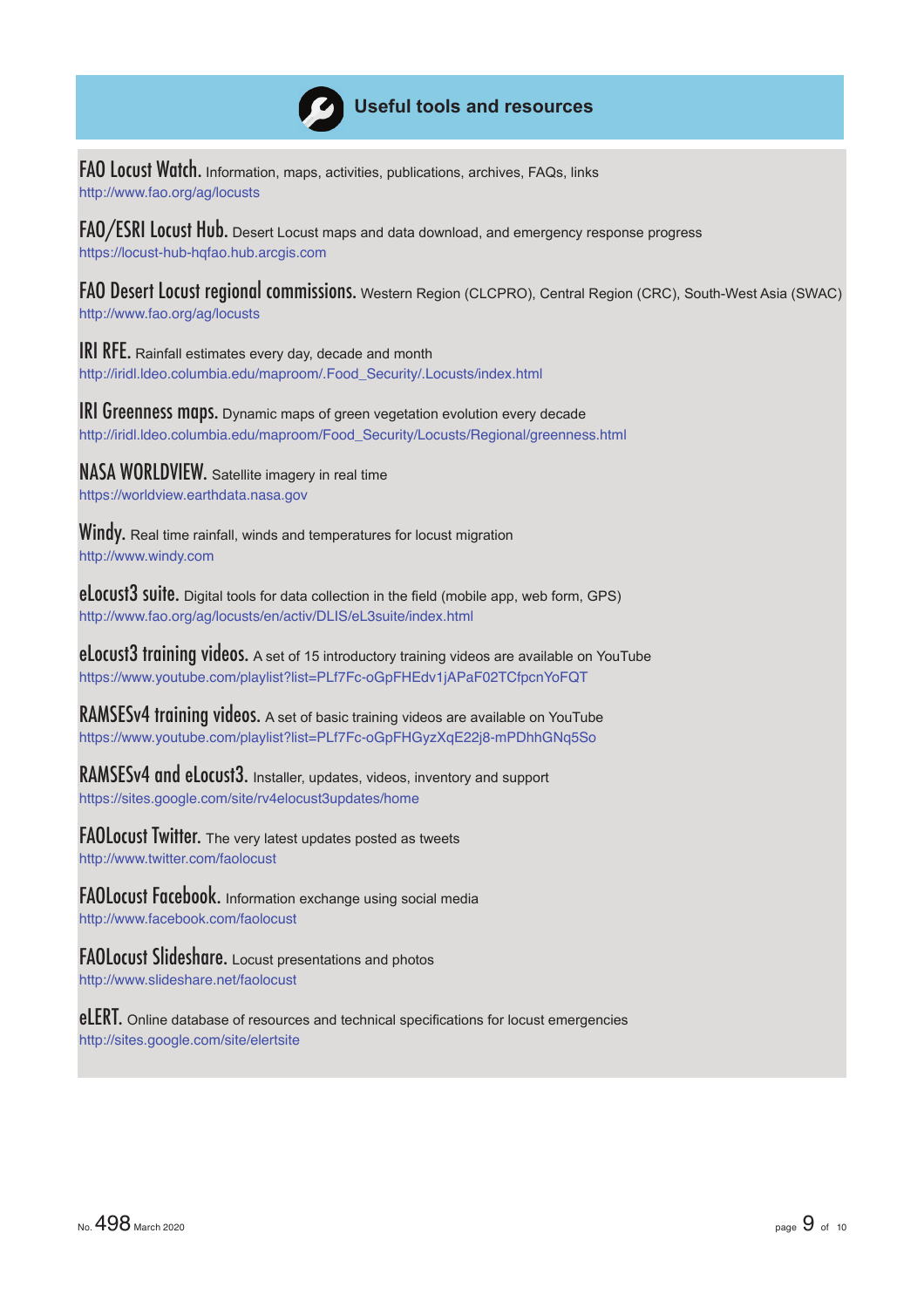## Useful tools and resources

**FAO Locust Watch.** Information, maps, activities, publications, archives, FAQs, links
http://www.fao.org/ag/locusts

**FAO/ESRI Locust Hub.** Desert Locust maps and data download, and emergency response progress
https://locust-hub-hqfao.hub.arcgis.com

**FAO Desert Locust regional commissions.** Western Region (CLCPRO), Central Region (CRC), South-West Asia (SWAC)
http://www.fao.org/ag/locusts

**IRI RFE.** Rainfall estimates every day, decade and month
http://iridl.ldeo.columbia.edu/maproom/.Food_Security/.Locusts/index.html

**IRI Greenness maps.** Dynamic maps of green vegetation evolution every decade
http://iridl.ldeo.columbia.edu/maproom/Food_Security/Locusts/Regional/greenness.html

**NASA WORLDVIEW.** Satellite imagery in real time
https://worldview.earthdata.nasa.gov

**Windy.** Real time rainfall, winds and temperatures for locust migration
http://www.windy.com

**eLocust3 suite.** Digital tools for data collection in the field (mobile app, web form, GPS)
http://www.fao.org/ag/locusts/en/activ/DLIS/eL3suite/index.html

**eLocust3 training videos.** A set of 15 introductory training videos are available on YouTube
https://www.youtube.com/playlist?list=PLf7Fc-oGpFHEdv1jAPaF02TCfpcnYoFQT

**RAMSESv4 training videos.** A set of basic training videos are available on YouTube
https://www.youtube.com/playlist?list=PLf7Fc-oGpFHGyzXqE22j8-mPDhhGNq5So

**RAMSESv4 and eLocust3.** Installer, updates, videos, inventory and support
https://sites.google.com/site/rv4elocust3updates/home

**FAOLocust Twitter.** The very latest updates posted as tweets
http://www.twitter.com/faolocust

**FAOLocust Facebook.** Information exchange using social media
http://www.facebook.com/faolocust

**FAOLocust Slideshare.** Locust presentations and photos
http://www.slideshare.net/faolocust

**eLERT.** Online database of resources and technical specifications for locust emergencies
http://sites.google.com/site/elertsite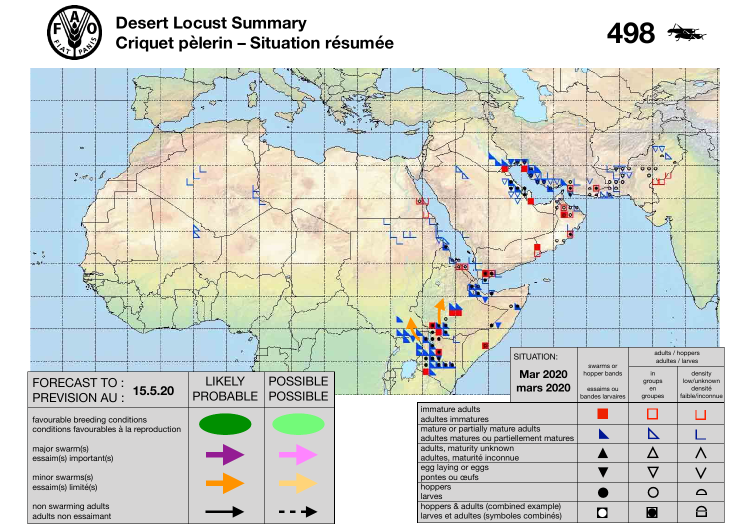# Desert Locust Summary
# Criquet pèlerin – Situation résumée

498

| FORECAST TO : / PREVISION AU : 15.5.20 | LIKELY / PROBABLE | POSSIBLE / POSSIBLE |
|---|---|---|
| favourable breeding conditions / conditions favourables à la reproduction | | |
| major swarm(s) / essaim(s) important(s) | | |
| minor swarms(s) / essaim(s) limité(s) | | |
| non swarming adults / adults non essaimant | | |

SITUATION: Mar 2020 / mars 2020

| | swarms or hopper bands / essaims ou bandes larvaires | adults / hoppers – adultes / larves: in groups / en groupes | adults / hoppers – adultes / larves: density low/unknown / densité faible/inconnue |
|---|---|---|---|
| immature adults / adultes immatures | | | |
| mature or partially mature adults / adultes matures ou partiellement matures | | | |
| adults, maturity unknown / adultes, maturité inconnue | | | |
| egg laying or eggs / pontes ou œufs | | | |
| hoppers / larves | | | |
| hoppers & adults (combined example) / larves et adultes (symboles combinés) | | | |